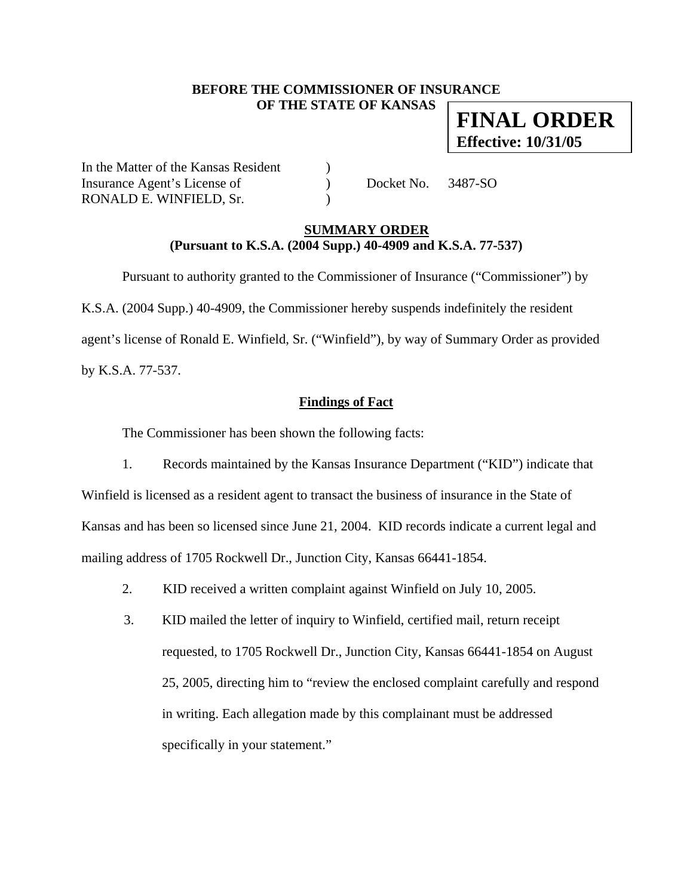**BEFORE THE COMMISSIONER OF INSURANCE**
**OF THE STATE OF KANSAS**

**FINAL ORDER**
**Effective: 10/31/05**

In the Matter of the Kansas Resident )
Insurance Agent's License of ) Docket No. 3487-SO
RONALD E. WINFIELD, Sr. )

## SUMMARY ORDER
**(Pursuant to K.S.A. (2004 Supp.) 40-4909 and K.S.A. 77-537)**

Pursuant to authority granted to the Commissioner of Insurance ("Commissioner") by K.S.A. (2004 Supp.) 40-4909, the Commissioner hereby suspends indefinitely the resident agent's license of Ronald E. Winfield, Sr. ("Winfield"), by way of Summary Order as provided by K.S.A. 77-537.

### Findings of Fact

The Commissioner has been shown the following facts:

1. Records maintained by the Kansas Insurance Department ("KID") indicate that Winfield is licensed as a resident agent to transact the business of insurance in the State of Kansas and has been so licensed since June 21, 2004. KID records indicate a current legal and mailing address of 1705 Rockwell Dr., Junction City, Kansas 66441-1854.

2. KID received a written complaint against Winfield on July 10, 2005.

3. KID mailed the letter of inquiry to Winfield, certified mail, return receipt requested, to 1705 Rockwell Dr., Junction City, Kansas 66441-1854 on August 25, 2005, directing him to "review the enclosed complaint carefully and respond in writing. Each allegation made by this complainant must be addressed specifically in your statement."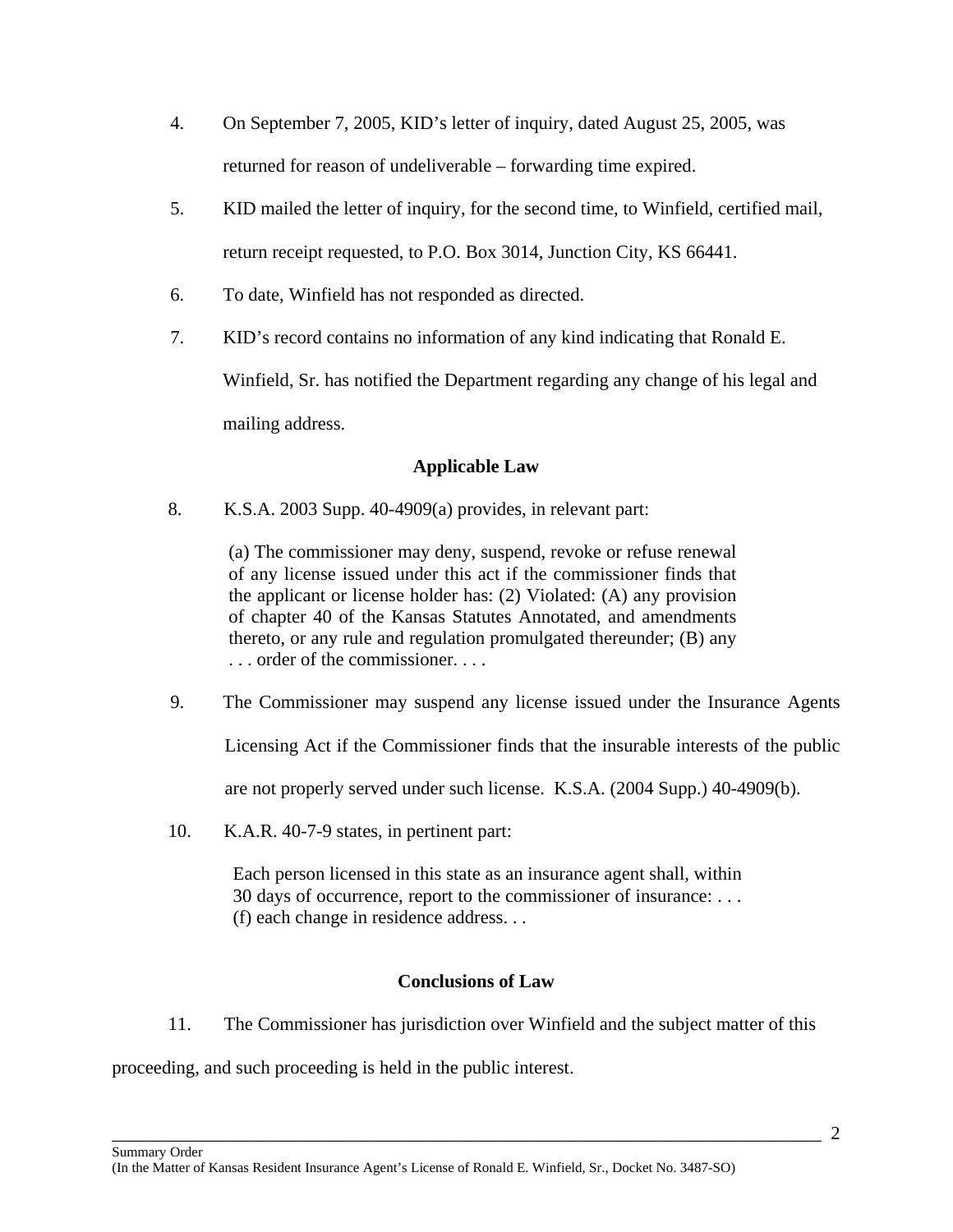4. On September 7, 2005, KID's letter of inquiry, dated August 25, 2005, was returned for reason of undeliverable – forwarding time expired.

5. KID mailed the letter of inquiry, for the second time, to Winfield, certified mail, return receipt requested, to P.O. Box 3014, Junction City, KS 66441.

6. To date, Winfield has not responded as directed.

7. KID's record contains no information of any kind indicating that Ronald E. Winfield, Sr. has notified the Department regarding any change of his legal and mailing address.

## Applicable Law

8. K.S.A. 2003 Supp. 40-4909(a) provides, in relevant part:

> (a) The commissioner may deny, suspend, revoke or refuse renewal of any license issued under this act if the commissioner finds that the applicant or license holder has: (2) Violated: (A) any provision of chapter 40 of the Kansas Statutes Annotated, and amendments thereto, or any rule and regulation promulgated thereunder; (B) any . . . order of the commissioner. . . .

9. The Commissioner may suspend any license issued under the Insurance Agents Licensing Act if the Commissioner finds that the insurable interests of the public are not properly served under such license. K.S.A. (2004 Supp.) 40-4909(b).

10. K.A.R. 40-7-9 states, in pertinent part:

> Each person licensed in this state as an insurance agent shall, within 30 days of occurrence, report to the commissioner of insurance: . . . (f) each change in residence address. . .

## Conclusions of Law

11. The Commissioner has jurisdiction over Winfield and the subject matter of this proceeding, and such proceeding is held in the public interest.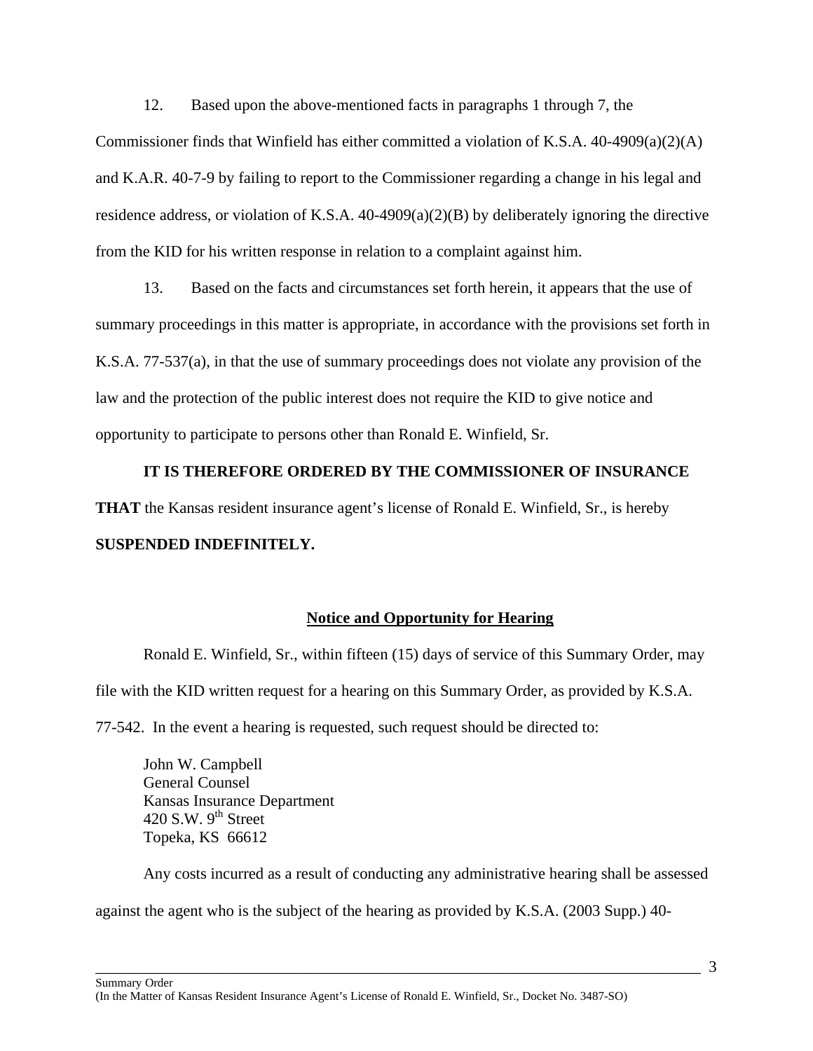12. Based upon the above-mentioned facts in paragraphs 1 through 7, the Commissioner finds that Winfield has either committed a violation of K.S.A. 40-4909(a)(2)(A) and K.A.R. 40-7-9 by failing to report to the Commissioner regarding a change in his legal and residence address, or violation of K.S.A. 40-4909(a)(2)(B) by deliberately ignoring the directive from the KID for his written response in relation to a complaint against him.

13. Based on the facts and circumstances set forth herein, it appears that the use of summary proceedings in this matter is appropriate, in accordance with the provisions set forth in K.S.A. 77-537(a), in that the use of summary proceedings does not violate any provision of the law and the protection of the public interest does not require the KID to give notice and opportunity to participate to persons other than Ronald E. Winfield, Sr.

**IT IS THEREFORE ORDERED BY THE COMMISSIONER OF INSURANCE THAT** the Kansas resident insurance agent's license of Ronald E. Winfield, Sr., is hereby **SUSPENDED INDEFINITELY.**

**Notice and Opportunity for Hearing**

Ronald E. Winfield, Sr., within fifteen (15) days of service of this Summary Order, may file with the KID written request for a hearing on this Summary Order, as provided by K.S.A. 77-542. In the event a hearing is requested, such request should be directed to:

John W. Campbell
General Counsel
Kansas Insurance Department
420 S.W. 9th Street
Topeka, KS 66612

Any costs incurred as a result of conducting any administrative hearing shall be assessed against the agent who is the subject of the hearing as provided by K.S.A. (2003 Supp.) 40-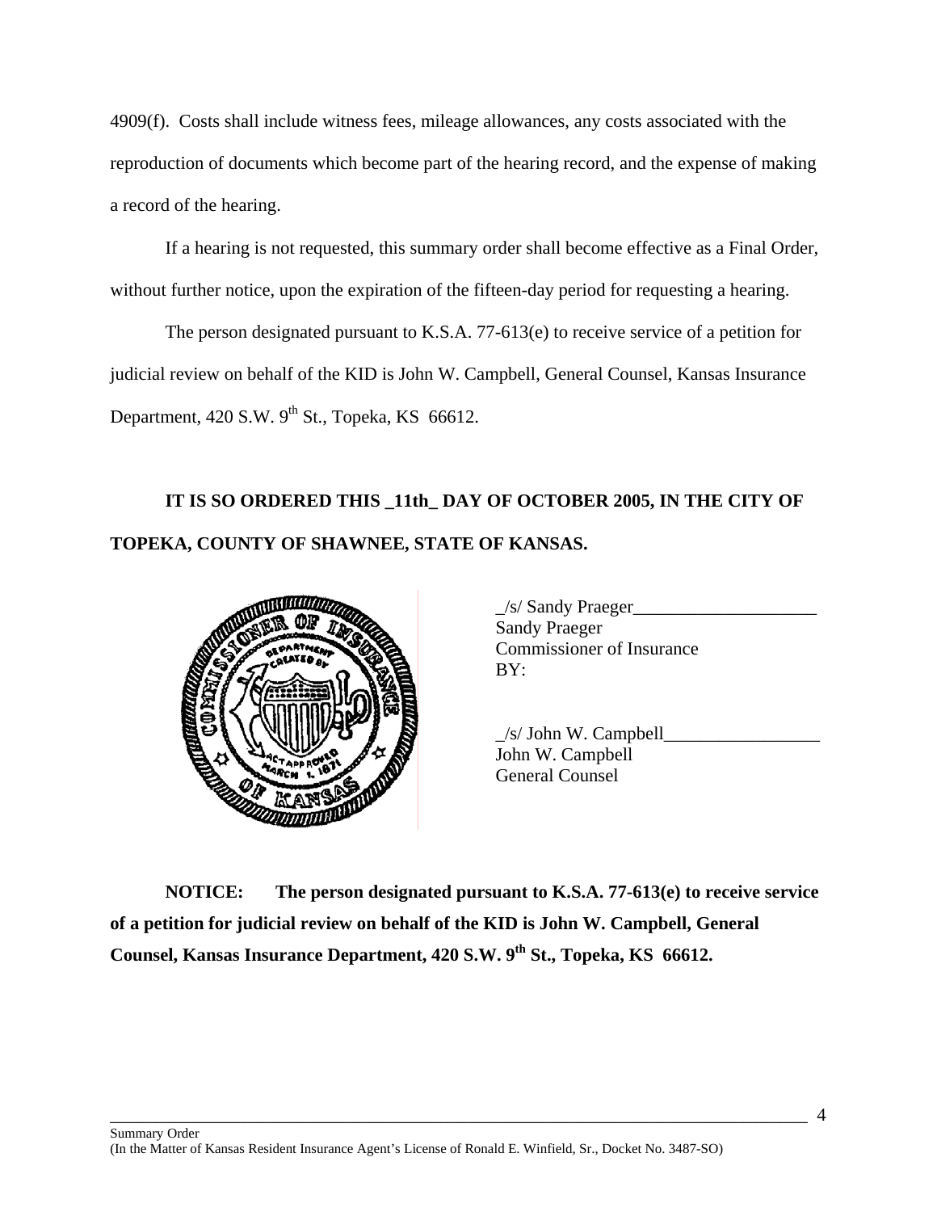4909(f). Costs shall include witness fees, mileage allowances, any costs associated with the reproduction of documents which become part of the hearing record, and the expense of making a record of the hearing.

If a hearing is not requested, this summary order shall become effective as a Final Order, without further notice, upon the expiration of the fifteen-day period for requesting a hearing.

The person designated pursuant to K.S.A. 77-613(e) to receive service of a petition for judicial review on behalf of the KID is John W. Campbell, General Counsel, Kansas Insurance Department, 420 S.W. 9th St., Topeka, KS 66612.

**IT IS SO ORDERED THIS _11th_ DAY OF OCTOBER 2005, IN THE CITY OF TOPEKA, COUNTY OF SHAWNEE, STATE OF KANSAS.**

_/s/ Sandy Praeger____________________
Sandy Praeger
Commissioner of Insurance
BY:

_/s/ John W. Campbell_________________
John W. Campbell
General Counsel

**NOTICE: The person designated pursuant to K.S.A. 77-613(e) to receive service of a petition for judicial review on behalf of the KID is John W. Campbell, General Counsel, Kansas Insurance Department, 420 S.W. 9th St., Topeka, KS 66612.**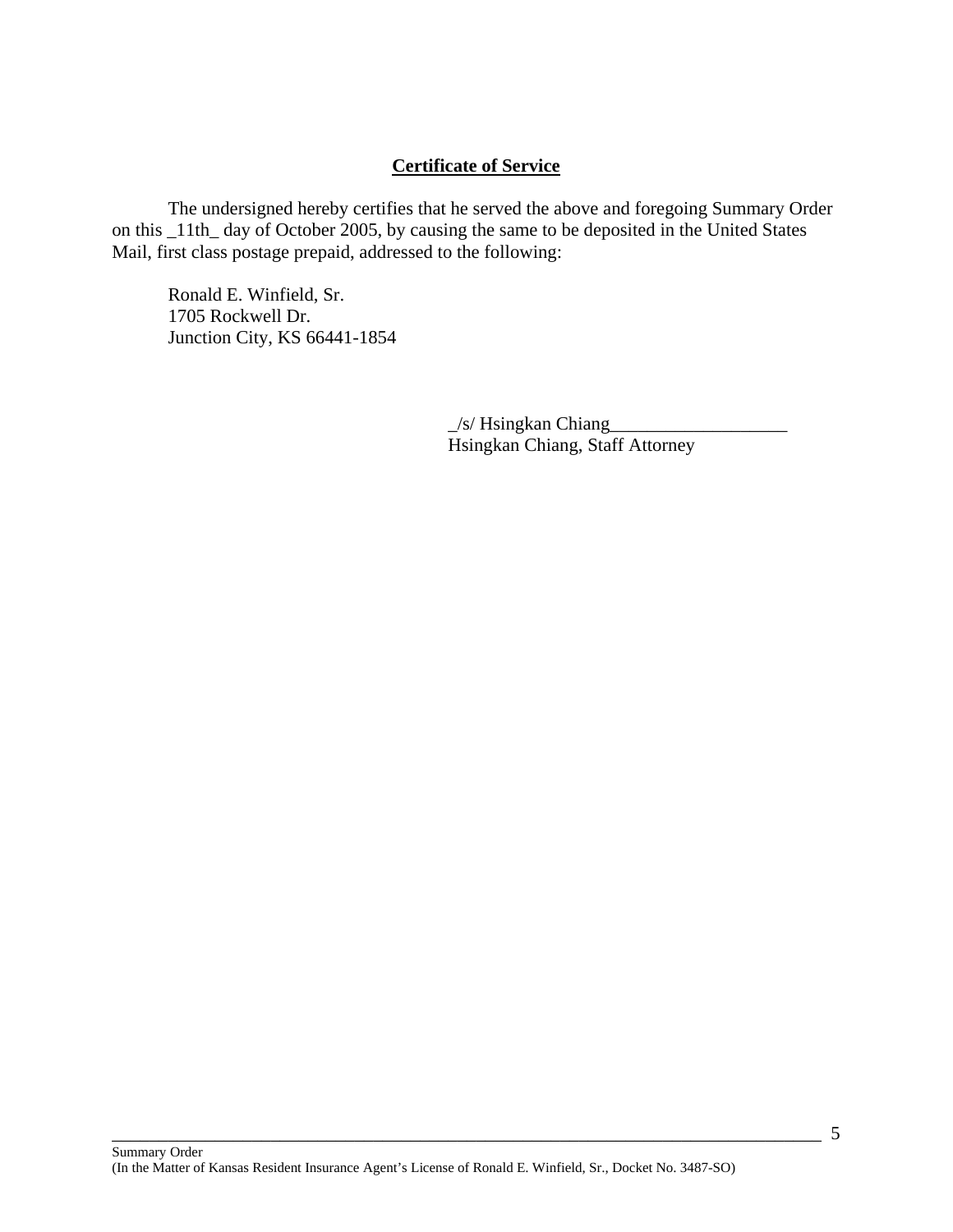## Certificate of Service

The undersigned hereby certifies that he served the above and foregoing Summary Order on this _11th_ day of October 2005, by causing the same to be deposited in the United States Mail, first class postage prepaid, addressed to the following:

Ronald E. Winfield, Sr.
1705 Rockwell Dr.
Junction City, KS 66441-1854

_/s/ Hsingkan Chiang___________________
Hsingkan Chiang, Staff Attorney